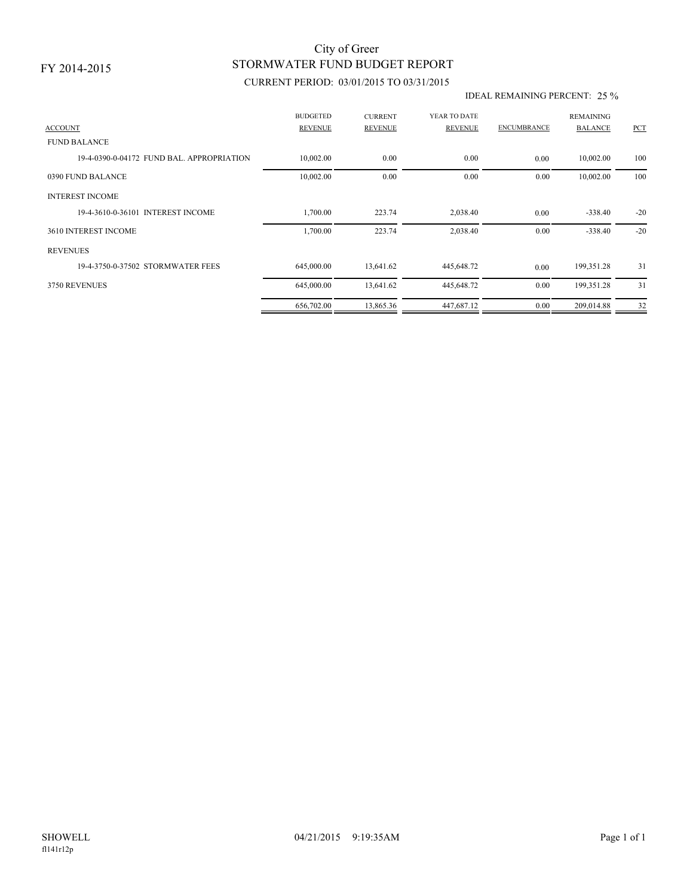FY 2014-2015

# City of Greer
## STORMWATER FUND BUDGET REPORT

CURRENT PERIOD: 03/01/2015 TO 03/31/2015

IDEAL REMAINING PERCENT: 25 %

| ACCOUNT | BUDGETED REVENUE | CURRENT REVENUE | YEAR TO DATE REVENUE | ENCUMBRANCE | REMAINING BALANCE | PCT |
|---|---|---|---|---|---|---|
| FUND BALANCE | | | | | | |
| 19-4-0390-0-04172 FUND BAL. APPROPRIATION | 10,002.00 | 0.00 | 0.00 | 0.00 | 10,002.00 | 100 |
| 0390 FUND BALANCE | 10,002.00 | 0.00 | 0.00 | 0.00 | 10,002.00 | 100 |
| INTEREST INCOME | | | | | | |
| 19-4-3610-0-36101 INTEREST INCOME | 1,700.00 | 223.74 | 2,038.40 | 0.00 | -338.40 | -20 |
| 3610 INTEREST INCOME | 1,700.00 | 223.74 | 2,038.40 | 0.00 | -338.40 | -20 |
| REVENUES | | | | | | |
| 19-4-3750-0-37502 STORMWATER FEES | 645,000.00 | 13,641.62 | 445,648.72 | 0.00 | 199,351.28 | 31 |
| 3750 REVENUES | 645,000.00 | 13,641.62 | 445,648.72 | 0.00 | 199,351.28 | 31 |
| | 656,702.00 | 13,865.36 | 447,687.12 | 0.00 | 209,014.88 | 32 |

SHOWELL
fl141r12p

04/21/2015 9:19:35AM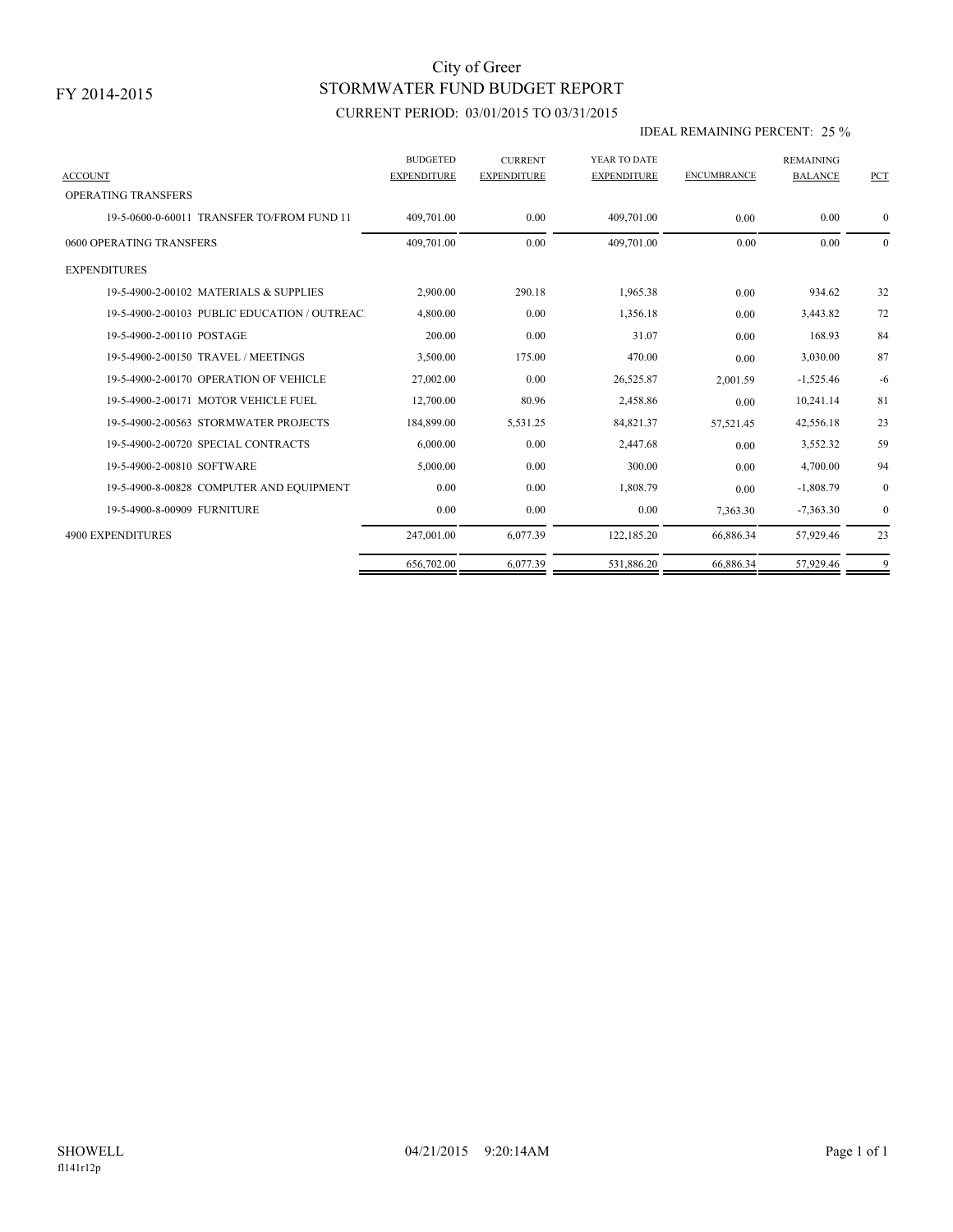FY 2014-2015

# City of Greer
## STORMWATER FUND BUDGET REPORT

CURRENT PERIOD: 03/01/2015 TO 03/31/2015

IDEAL REMAINING PERCENT: 25 %

| ACCOUNT | BUDGETED EXPENDITURE | CURRENT EXPENDITURE | YEAR TO DATE EXPENDITURE | ENCUMBRANCE | REMAINING BALANCE | PCT |
|---|---|---|---|---|---|---|
| OPERATING TRANSFERS | | | | | | |
| 19-5-0600-0-60011 TRANSFER TO/FROM FUND 11 | 409,701.00 | 0.00 | 409,701.00 | 0.00 | 0.00 | 0 |
| 0600 OPERATING TRANSFERS | 409,701.00 | 0.00 | 409,701.00 | 0.00 | 0.00 | 0 |
| EXPENDITURES | | | | | | |
| 19-5-4900-2-00102 MATERIALS & SUPPLIES | 2,900.00 | 290.18 | 1,965.38 | 0.00 | 934.62 | 32 |
| 19-5-4900-2-00103 PUBLIC EDUCATION / OUTREAC | 4,800.00 | 0.00 | 1,356.18 | 0.00 | 3,443.82 | 72 |
| 19-5-4900-2-00110 POSTAGE | 200.00 | 0.00 | 31.07 | 0.00 | 168.93 | 84 |
| 19-5-4900-2-00150 TRAVEL / MEETINGS | 3,500.00 | 175.00 | 470.00 | 0.00 | 3,030.00 | 87 |
| 19-5-4900-2-00170 OPERATION OF VEHICLE | 27,002.00 | 0.00 | 26,525.87 | 2,001.59 | -1,525.46 | -6 |
| 19-5-4900-2-00171 MOTOR VEHICLE FUEL | 12,700.00 | 80.96 | 2,458.86 | 0.00 | 10,241.14 | 81 |
| 19-5-4900-2-00563 STORMWATER PROJECTS | 184,899.00 | 5,531.25 | 84,821.37 | 57,521.45 | 42,556.18 | 23 |
| 19-5-4900-2-00720 SPECIAL CONTRACTS | 6,000.00 | 0.00 | 2,447.68 | 0.00 | 3,552.32 | 59 |
| 19-5-4900-2-00810 SOFTWARE | 5,000.00 | 0.00 | 300.00 | 0.00 | 4,700.00 | 94 |
| 19-5-4900-8-00828 COMPUTER AND EQUIPMENT | 0.00 | 0.00 | 1,808.79 | 0.00 | -1,808.79 | 0 |
| 19-5-4900-8-00909 FURNITURE | 0.00 | 0.00 | 0.00 | 7,363.30 | -7,363.30 | 0 |
| 4900 EXPENDITURES | 247,001.00 | 6,077.39 | 122,185.20 | 66,886.34 | 57,929.46 | 23 |
| | 656,702.00 | 6,077.39 | 531,886.20 | 66,886.34 | 57,929.46 | 9 |

SHOWELL 04/21/2015 9:20:14AM

fl141r12p